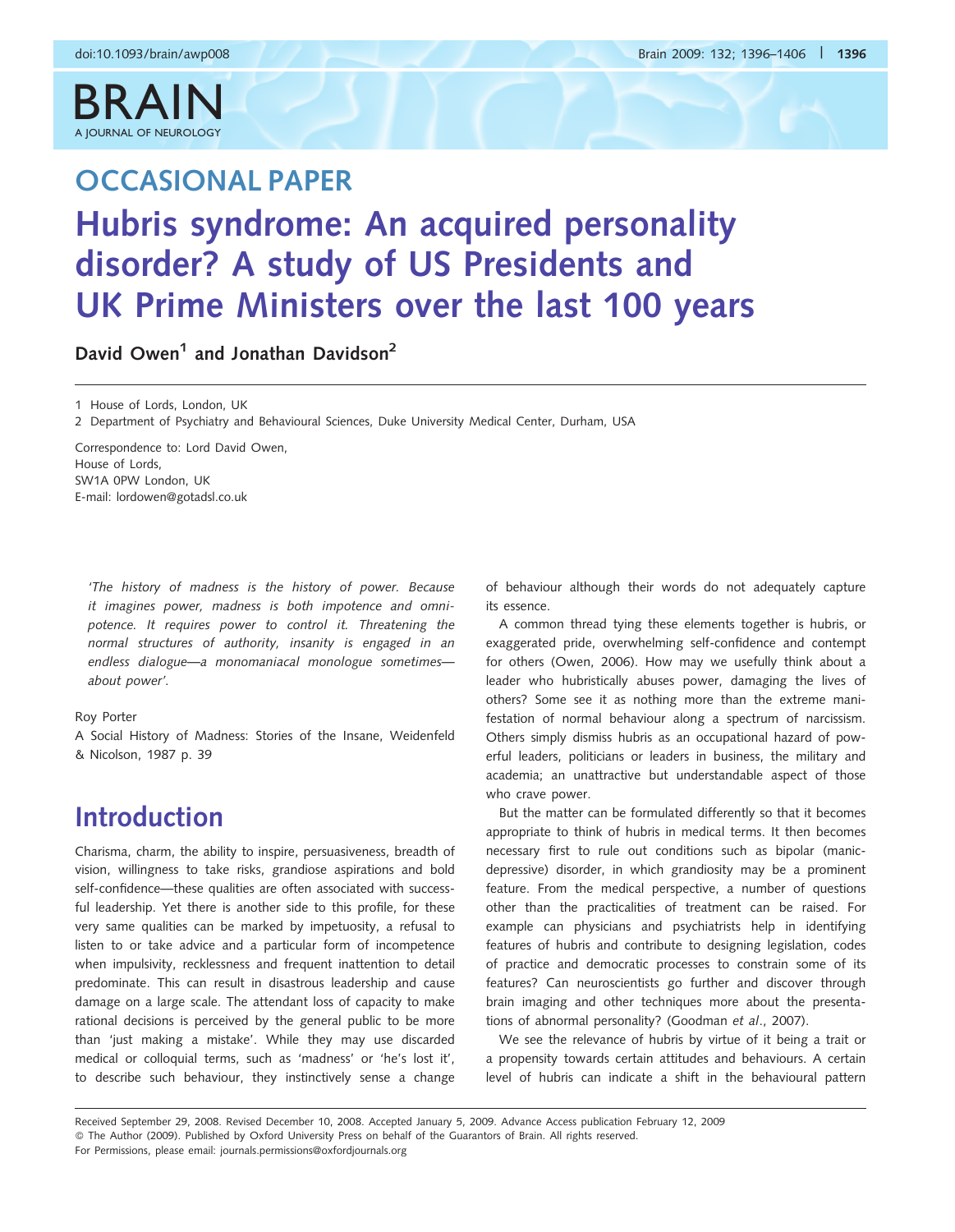OCCASIONAL PAPER

# Hubris syndrome: An acquired personality disorder? A study of US Presidents and UK Prime Ministers over the last 100 years

David Owen[1] and Jonathan Davidson[2]

1 House of Lords, London, UK

2 Department of Psychiatry and Behavioural Sciences, Duke University Medical Center, Durham, USA

Correspondence to: Lord David Owen,
House of Lords,
SW1A 0PW London, UK
E-mail: lordowen@gotadsl.co.uk

*'The history of madness is the history of power. Because it imagines power, madness is both impotence and omnipotence. It requires power to control it. Threatening the normal structures of authority, insanity is engaged in an endless dialogue—a monomaniacal monologue sometimes—about power'.*

Roy Porter
A Social History of Madness: Stories of the Insane, Weidenfeld & Nicolson, 1987 p. 39

## Introduction

Charisma, charm, the ability to inspire, persuasiveness, breadth of vision, willingness to take risks, grandiose aspirations and bold self-confidence—these qualities are often associated with successful leadership. Yet there is another side to this profile, for these very same qualities can be marked by impetuosity, a refusal to listen to or take advice and a particular form of incompetence when impulsivity, recklessness and frequent inattention to detail predominate. This can result in disastrous leadership and cause damage on a large scale. The attendant loss of capacity to make rational decisions is perceived by the general public to be more than 'just making a mistake'. While they may use discarded medical or colloquial terms, such as 'madness' or 'he's lost it', to describe such behaviour, they instinctively sense a change of behaviour although their words do not adequately capture its essence.

A common thread tying these elements together is hubris, or exaggerated pride, overwhelming self-confidence and contempt for others (Owen, 2006). How may we usefully think about a leader who hubristically abuses power, damaging the lives of others? Some see it as nothing more than the extreme manifestation of normal behaviour along a spectrum of narcissism. Others simply dismiss hubris as an occupational hazard of powerful leaders, politicians or leaders in business, the military and academia; an unattractive but understandable aspect of those who crave power.

But the matter can be formulated differently so that it becomes appropriate to think of hubris in medical terms. It then becomes necessary first to rule out conditions such as bipolar (manic-depressive) disorder, in which grandiosity may be a prominent feature. From the medical perspective, a number of questions other than the practicalities of treatment can be raised. For example can physicians and psychiatrists help in identifying features of hubris and contribute to designing legislation, codes of practice and democratic processes to constrain some of its features? Can neuroscientists go further and discover through brain imaging and other techniques more about the presentations of abnormal personality? (Goodman *et al*., 2007).

We see the relevance of hubris by virtue of it being a trait or a propensity towards certain attitudes and behaviours. A certain level of hubris can indicate a shift in the behavioural pattern

Received September 29, 2008. Revised December 10, 2008. Accepted January 5, 2009. Advance Access publication February 12, 2009
© The Author (2009). Published by Oxford University Press on behalf of the Guarantors of Brain. All rights reserved.
For Permissions, please email: journals.permissions@oxfordjournals.org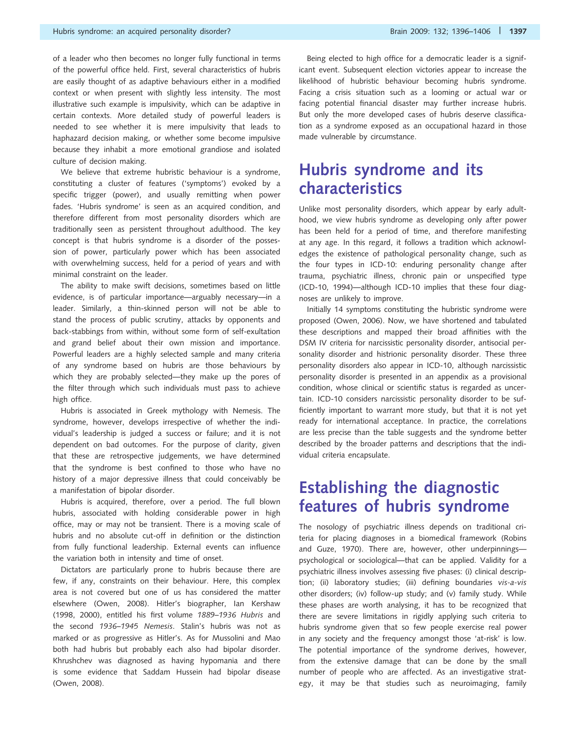of a leader who then becomes no longer fully functional in terms of the powerful office held. First, several characteristics of hubris are easily thought of as adaptive behaviours either in a modified context or when present with slightly less intensity. The most illustrative such example is impulsivity, which can be adaptive in certain contexts. More detailed study of powerful leaders is needed to see whether it is mere impulsivity that leads to haphazard decision making, or whether some become impulsive because they inhabit a more emotional grandiose and isolated culture of decision making.

We believe that extreme hubristic behaviour is a syndrome, constituting a cluster of features ('symptoms') evoked by a specific trigger (power), and usually remitting when power fades. 'Hubris syndrome' is seen as an acquired condition, and therefore different from most personality disorders which are traditionally seen as persistent throughout adulthood. The key concept is that hubris syndrome is a disorder of the possession of power, particularly power which has been associated with overwhelming success, held for a period of years and with minimal constraint on the leader.

The ability to make swift decisions, sometimes based on little evidence, is of particular importance—arguably necessary—in a leader. Similarly, a thin-skinned person will not be able to stand the process of public scrutiny, attacks by opponents and back-stabbings from within, without some form of self-exultation and grand belief about their own mission and importance. Powerful leaders are a highly selected sample and many criteria of any syndrome based on hubris are those behaviours by which they are probably selected—they make up the pores of the filter through which such individuals must pass to achieve high office.

Hubris is associated in Greek mythology with Nemesis. The syndrome, however, develops irrespective of whether the individual's leadership is judged a success or failure; and it is not dependent on bad outcomes. For the purpose of clarity, given that these are retrospective judgements, we have determined that the syndrome is best confined to those who have no history of a major depressive illness that could conceivably be a manifestation of bipolar disorder.

Hubris is acquired, therefore, over a period. The full blown hubris, associated with holding considerable power in high office, may or may not be transient. There is a moving scale of hubris and no absolute cut-off in definition or the distinction from fully functional leadership. External events can influence the variation both in intensity and time of onset.

Dictators are particularly prone to hubris because there are few, if any, constraints on their behaviour. Here, this complex area is not covered but one of us has considered the matter elsewhere (Owen, 2008). Hitler's biographer, Ian Kershaw (1998, 2000), entitled his first volume *1889–1936 Hubris* and the second *1936–1945 Nemesis*. Stalin's hubris was not as marked or as progressive as Hitler's. As for Mussolini and Mao both had hubris but probably each also had bipolar disorder. Khrushchev was diagnosed as having hypomania and there is some evidence that Saddam Hussein had bipolar disease (Owen, 2008).

Being elected to high office for a democratic leader is a significant event. Subsequent election victories appear to increase the likelihood of hubristic behaviour becoming hubris syndrome. Facing a crisis situation such as a looming or actual war or facing potential financial disaster may further increase hubris. But only the more developed cases of hubris deserve classification as a syndrome exposed as an occupational hazard in those made vulnerable by circumstance.

# Hubris syndrome and its characteristics

Unlike most personality disorders, which appear by early adulthood, we view hubris syndrome as developing only after power has been held for a period of time, and therefore manifesting at any age. In this regard, it follows a tradition which acknowledges the existence of pathological personality change, such as the four types in ICD-10: enduring personality change after trauma, psychiatric illness, chronic pain or unspecified type (ICD-10, 1994)—although ICD-10 implies that these four diagnoses are unlikely to improve.

Initially 14 symptoms constituting the hubristic syndrome were proposed (Owen, 2006). Now, we have shortened and tabulated these descriptions and mapped their broad affinities with the DSM IV criteria for narcissistic personality disorder, antisocial personality disorder and histrionic personality disorder. These three personality disorders also appear in ICD-10, although narcissistic personality disorder is presented in an appendix as a provisional condition, whose clinical or scientific status is regarded as uncertain. ICD-10 considers narcissistic personality disorder to be sufficiently important to warrant more study, but that it is not yet ready for international acceptance. In practice, the correlations are less precise than the table suggests and the syndrome better described by the broader patterns and descriptions that the individual criteria encapsulate.

# Establishing the diagnostic features of hubris syndrome

The nosology of psychiatric illness depends on traditional criteria for placing diagnoses in a biomedical framework (Robins and Guze, 1970). There are, however, other underpinnings—psychological or sociological—that can be applied. Validity for a psychiatric illness involves assessing five phases: (i) clinical description; (ii) laboratory studies; (iii) defining boundaries *vis-a-vis* other disorders; (iv) follow-up study; and (v) family study. While these phases are worth analysing, it has to be recognized that there are severe limitations in rigidly applying such criteria to hubris syndrome given that so few people exercise real power in any society and the frequency amongst those 'at-risk' is low. The potential importance of the syndrome derives, however, from the extensive damage that can be done by the small number of people who are affected. As an investigative strategy, it may be that studies such as neuroimaging, family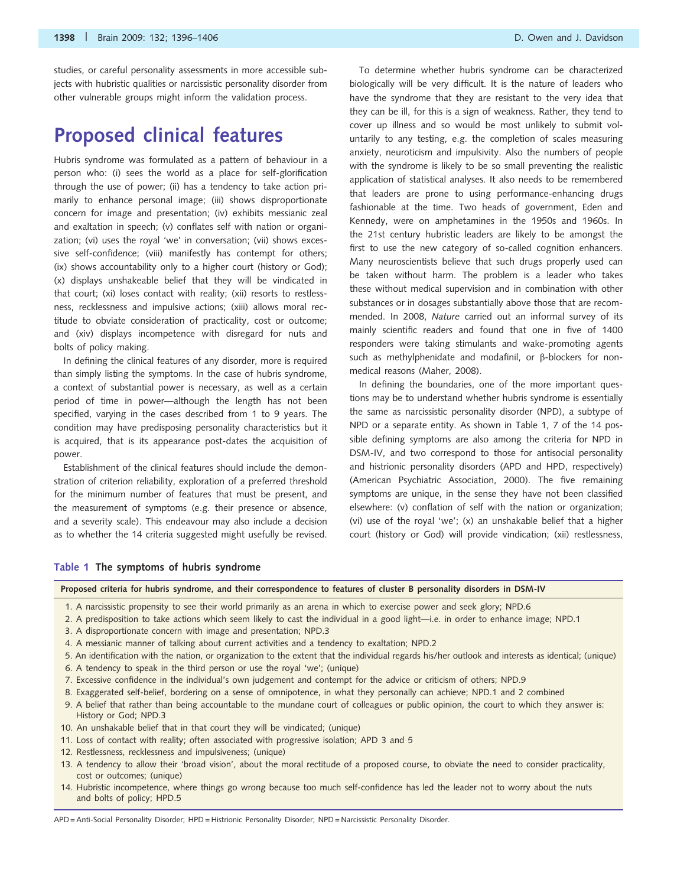studies, or careful personality assessments in more accessible subjects with hubristic qualities or narcissistic personality disorder from other vulnerable groups might inform the validation process.

# Proposed clinical features

Hubris syndrome was formulated as a pattern of behaviour in a person who: (i) sees the world as a place for self-glorification through the use of power; (ii) has a tendency to take action primarily to enhance personal image; (iii) shows disproportionate concern for image and presentation; (iv) exhibits messianic zeal and exaltation in speech; (v) conflates self with nation or organization; (vi) uses the royal 'we' in conversation; (vii) shows excessive self-confidence; (viii) manifestly has contempt for others; (ix) shows accountability only to a higher court (history or God); (x) displays unshakeable belief that they will be vindicated in that court; (xi) loses contact with reality; (xii) resorts to restlessness, recklessness and impulsive actions; (xiii) allows moral rectitude to obviate consideration of practicality, cost or outcome; and (xiv) displays incompetence with disregard for nuts and bolts of policy making.

In defining the clinical features of any disorder, more is required than simply listing the symptoms. In the case of hubris syndrome, a context of substantial power is necessary, as well as a certain period of time in power—although the length has not been specified, varying in the cases described from 1 to 9 years. The condition may have predisposing personality characteristics but it is acquired, that is its appearance post-dates the acquisition of power.

Establishment of the clinical features should include the demonstration of criterion reliability, exploration of a preferred threshold for the minimum number of features that must be present, and the measurement of symptoms (e.g. their presence or absence, and a severity scale). This endeavour may also include a decision as to whether the 14 criteria suggested might usefully be revised.

To determine whether hubris syndrome can be characterized biologically will be very difficult. It is the nature of leaders who have the syndrome that they are resistant to the very idea that they can be ill, for this is a sign of weakness. Rather, they tend to cover up illness and so would be most unlikely to submit voluntarily to any testing, e.g. the completion of scales measuring anxiety, neuroticism and impulsivity. Also the numbers of people with the syndrome is likely to be so small preventing the realistic application of statistical analyses. It also needs to be remembered that leaders are prone to using performance-enhancing drugs fashionable at the time. Two heads of government, Eden and Kennedy, were on amphetamines in the 1950s and 1960s. In the 21st century hubristic leaders are likely to be amongst the first to use the new category of so-called cognition enhancers. Many neuroscientists believe that such drugs properly used can be taken without harm. The problem is a leader who takes these without medical supervision and in combination with other substances or in dosages substantially above those that are recommended. In 2008, *Nature* carried out an informal survey of its mainly scientific readers and found that one in five of 1400 responders were taking stimulants and wake-promoting agents such as methylphenidate and modafinil, or β-blockers for non-medical reasons (Maher, 2008).

In defining the boundaries, one of the more important questions may be to understand whether hubris syndrome is essentially the same as narcissistic personality disorder (NPD), a subtype of NPD or a separate entity. As shown in Table 1, 7 of the 14 possible defining symptoms are also among the criteria for NPD in DSM-IV, and two correspond to those for antisocial personality and histrionic personality disorders (APD and HPD, respectively) (American Psychiatric Association, 2000). The five remaining symptoms are unique, in the sense they have not been classified elsewhere: (v) conflation of self with the nation or organization; (vi) use of the royal 'we'; (x) an unshakable belief that a higher court (history or God) will provide vindication; (xii) restlessness,

**Table 1 The symptoms of hubris syndrome**

| Proposed criteria for hubris syndrome, and their correspondence to features of cluster B personality disorders in DSM-IV |
|---|
| 1. A narcissistic propensity to see their world primarily as an arena in which to exercise power and seek glory; NPD.6 |
| 2. A predisposition to take actions which seem likely to cast the individual in a good light—i.e. in order to enhance image; NPD.1 |
| 3. A disproportionate concern with image and presentation; NPD.3 |
| 4. A messianic manner of talking about current activities and a tendency to exaltation; NPD.2 |
| 5. An identification with the nation, or organization to the extent that the individual regards his/her outlook and interests as identical; (unique) |
| 6. A tendency to speak in the third person or use the royal 'we'; (unique) |
| 7. Excessive confidence in the individual's own judgement and contempt for the advice or criticism of others; NPD.9 |
| 8. Exaggerated self-belief, bordering on a sense of omnipotence, in what they personally can achieve; NPD.1 and 2 combined |
| 9. A belief that rather than being accountable to the mundane court of colleagues or public opinion, the court to which they answer is: History or God; NPD.3 |
| 10. An unshakable belief that in that court they will be vindicated; (unique) |
| 11. Loss of contact with reality; often associated with progressive isolation; APD 3 and 5 |
| 12. Restlessness, recklessness and impulsiveness; (unique) |
| 13. A tendency to allow their 'broad vision', about the moral rectitude of a proposed course, to obviate the need to consider practicality, cost or outcomes; (unique) |
| 14. Hubristic incompetence, where things go wrong because too much self-confidence has led the leader not to worry about the nuts and bolts of policy; HPD.5 |

APD = Anti-Social Personality Disorder; HPD = Histrionic Personality Disorder; NPD = Narcissistic Personality Disorder.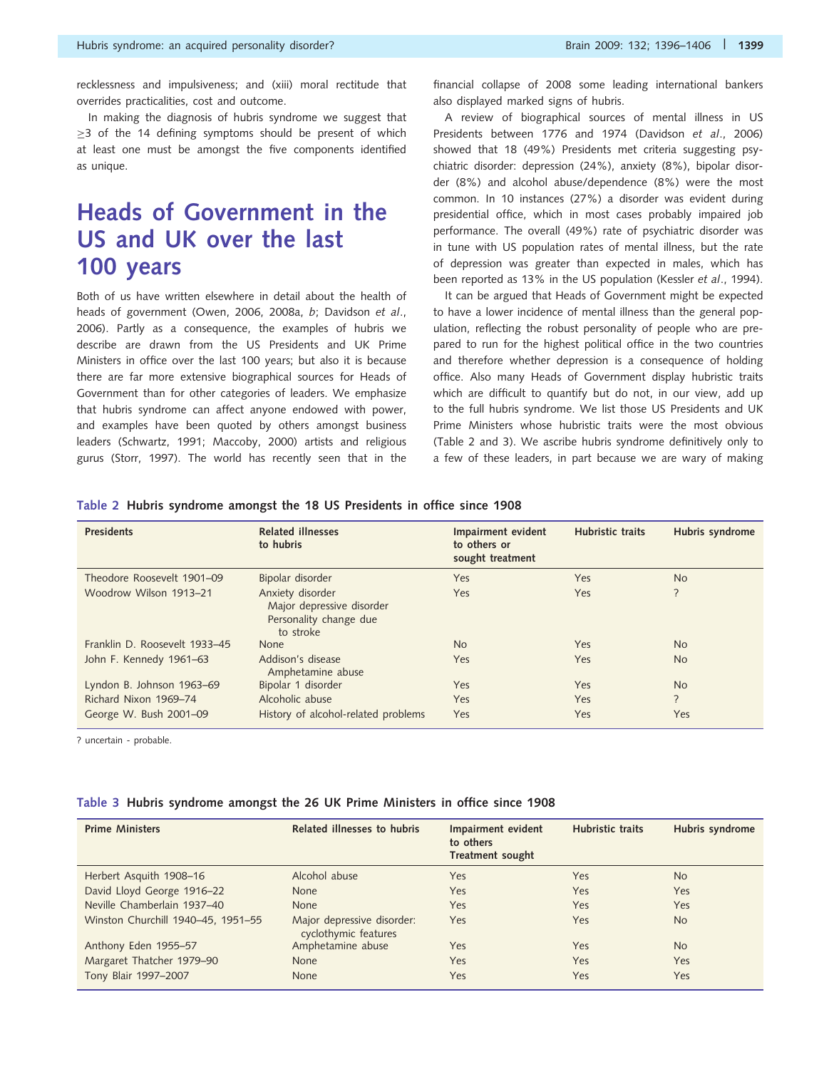recklessness and impulsiveness; and (xiii) moral rectitude that overrides practicalities, cost and outcome.

In making the diagnosis of hubris syndrome we suggest that ≥3 of the 14 defining symptoms should be present of which at least one must be amongst the five components identified as unique.

## Heads of Government in the US and UK over the last 100 years

Both of us have written elsewhere in detail about the health of heads of government (Owen, 2006, 2008a, *b*; Davidson *et al*., 2006). Partly as a consequence, the examples of hubris we describe are drawn from the US Presidents and UK Prime Ministers in office over the last 100 years; but also it is because there are far more extensive biographical sources for Heads of Government than for other categories of leaders. We emphasize that hubris syndrome can affect anyone endowed with power, and examples have been quoted by others amongst business leaders (Schwartz, 1991; Maccoby, 2000) artists and religious gurus (Storr, 1997). The world has recently seen that in the financial collapse of 2008 some leading international bankers also displayed marked signs of hubris.

A review of biographical sources of mental illness in US Presidents between 1776 and 1974 (Davidson *et al*., 2006) showed that 18 (49%) Presidents met criteria suggesting psychiatric disorder: depression (24%), anxiety (8%), bipolar disorder (8%) and alcohol abuse/dependence (8%) were the most common. In 10 instances (27%) a disorder was evident during presidential office, which in most cases probably impaired job performance. The overall (49%) rate of psychiatric disorder was in tune with US population rates of mental illness, but the rate of depression was greater than expected in males, which has been reported as 13% in the US population (Kessler *et al*., 1994).

It can be argued that Heads of Government might be expected to have a lower incidence of mental illness than the general population, reflecting the robust personality of people who are prepared to run for the highest political office in the two countries and therefore whether depression is a consequence of holding office. Also many Heads of Government display hubristic traits which are difficult to quantify but do not, in our view, add up to the full hubris syndrome. We list those US Presidents and UK Prime Ministers whose hubristic traits were the most obvious (Table 2 and 3). We ascribe hubris syndrome definitively only to a few of these leaders, in part because we are wary of making

**Table 2** Hubris syndrome amongst the 18 US Presidents in office since 1908

| Presidents | Related illnesses to hubris | Impairment evident to others or sought treatment | Hubristic traits | Hubris syndrome |
|---|---|---|---|---|
| Theodore Roosevelt 1901–09 | Bipolar disorder | Yes | Yes | No |
| Woodrow Wilson 1913–21 | Anxiety disorder<br>Major depressive disorder<br>Personality change due to stroke | Yes | Yes | ? |
| Franklin D. Roosevelt 1933–45 | None | No | Yes | No |
| John F. Kennedy 1961–63 | Addison's disease<br>Amphetamine abuse | Yes | Yes | No |
| Lyndon B. Johnson 1963–69 | Bipolar 1 disorder | Yes | Yes | No |
| Richard Nixon 1969–74 | Alcoholic abuse | Yes | Yes | ? |
| George W. Bush 2001–09 | History of alcohol-related problems | Yes | Yes | Yes |

? uncertain - probable.

**Table 3** Hubris syndrome amongst the 26 UK Prime Ministers in office since 1908

| Prime Ministers | Related illnesses to hubris | Impairment evident to others Treatment sought | Hubristic traits | Hubris syndrome |
|---|---|---|---|---|
| Herbert Asquith 1908–16 | Alcohol abuse | Yes | Yes | No |
| David Lloyd George 1916–22 | None | Yes | Yes | Yes |
| Neville Chamberlain 1937–40 | None | Yes | Yes | Yes |
| Winston Churchill 1940–45, 1951–55 | Major depressive disorder: cyclothymic features | Yes | Yes | No |
| Anthony Eden 1955–57 | Amphetamine abuse | Yes | Yes | No |
| Margaret Thatcher 1979–90 | None | Yes | Yes | Yes |
| Tony Blair 1997–2007 | None | Yes | Yes | Yes |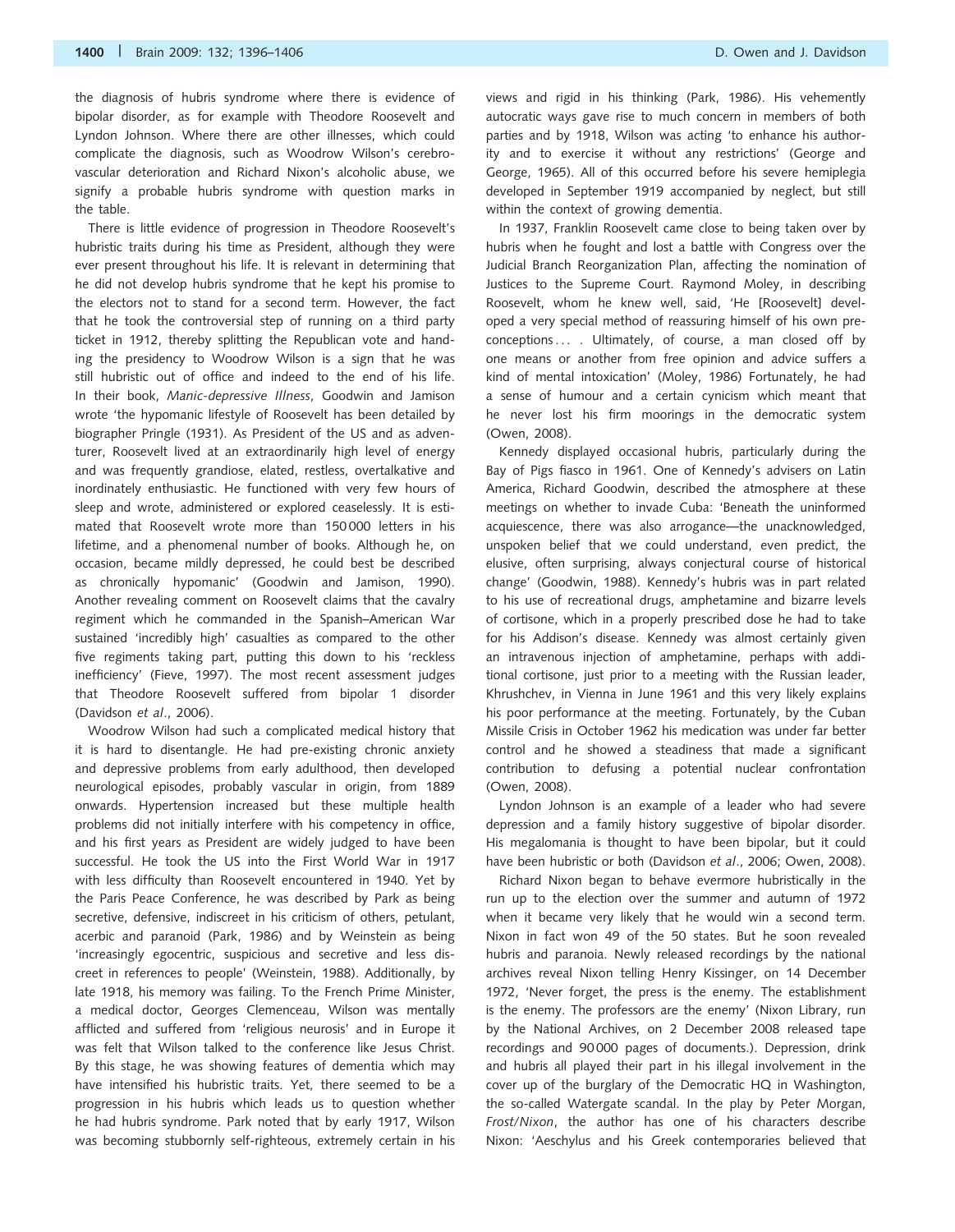the diagnosis of hubris syndrome where there is evidence of bipolar disorder, as for example with Theodore Roosevelt and Lyndon Johnson. Where there are other illnesses, which could complicate the diagnosis, such as Woodrow Wilson's cerebrovascular deterioration and Richard Nixon's alcoholic abuse, we signify a probable hubris syndrome with question marks in the table.

There is little evidence of progression in Theodore Roosevelt's hubristic traits during his time as President, although they were ever present throughout his life. It is relevant in determining that he did not develop hubris syndrome that he kept his promise to the electors not to stand for a second term. However, the fact that he took the controversial step of running on a third party ticket in 1912, thereby splitting the Republican vote and handing the presidency to Woodrow Wilson is a sign that he was still hubristic out of office and indeed to the end of his life. In their book, *Manic-depressive Illness*, Goodwin and Jamison wrote 'the hypomanic lifestyle of Roosevelt has been detailed by biographer Pringle (1931). As President of the US and as adventurer, Roosevelt lived at an extraordinarily high level of energy and was frequently grandiose, elated, restless, overtalkative and inordinately enthusiastic. He functioned with very few hours of sleep and wrote, administered or explored ceaselessly. It is estimated that Roosevelt wrote more than 150 000 letters in his lifetime, and a phenomenal number of books. Although he, on occasion, became mildly depressed, he could best be described as chronically hypomanic' (Goodwin and Jamison, 1990). Another revealing comment on Roosevelt claims that the cavalry regiment which he commanded in the Spanish–American War sustained 'incredibly high' casualties as compared to the other five regiments taking part, putting this down to his 'reckless inefficiency' (Fieve, 1997). The most recent assessment judges that Theodore Roosevelt suffered from bipolar 1 disorder (Davidson *et al*., 2006).

Woodrow Wilson had such a complicated medical history that it is hard to disentangle. He had pre-existing chronic anxiety and depressive problems from early adulthood, then developed neurological episodes, probably vascular in origin, from 1889 onwards. Hypertension increased but these multiple health problems did not initially interfere with his competency in office, and his first years as President are widely judged to have been successful. He took the US into the First World War in 1917 with less difficulty than Roosevelt encountered in 1940. Yet by the Paris Peace Conference, he was described by Park as being secretive, defensive, indiscreet in his criticism of others, petulant, acerbic and paranoid (Park, 1986) and by Weinstein as being 'increasingly egocentric, suspicious and secretive and less discreet in references to people' (Weinstein, 1988). Additionally, by late 1918, his memory was failing. To the French Prime Minister, a medical doctor, Georges Clemenceau, Wilson was mentally afflicted and suffered from 'religious neurosis' and in Europe it was felt that Wilson talked to the conference like Jesus Christ. By this stage, he was showing features of dementia which may have intensified his hubristic traits. Yet, there seemed to be a progression in his hubris which leads us to question whether he had hubris syndrome. Park noted that by early 1917, Wilson was becoming stubbornly self-righteous, extremely certain in his views and rigid in his thinking (Park, 1986). His vehemently autocratic ways gave rise to much concern in members of both parties and by 1918, Wilson was acting 'to enhance his authority and to exercise it without any restrictions' (George and George, 1965). All of this occurred before his severe hemiplegia developed in September 1919 accompanied by neglect, but still within the context of growing dementia.

In 1937, Franklin Roosevelt came close to being taken over by hubris when he fought and lost a battle with Congress over the Judicial Branch Reorganization Plan, affecting the nomination of Justices to the Supreme Court. Raymond Moley, in describing Roosevelt, whom he knew well, said, 'He [Roosevelt] developed a very special method of reassuring himself of his own preconceptions . . . . Ultimately, of course, a man closed off by one means or another from free opinion and advice suffers a kind of mental intoxication' (Moley, 1986) Fortunately, he had a sense of humour and a certain cynicism which meant that he never lost his firm moorings in the democratic system (Owen, 2008).

Kennedy displayed occasional hubris, particularly during the Bay of Pigs fiasco in 1961. One of Kennedy's advisers on Latin America, Richard Goodwin, described the atmosphere at these meetings on whether to invade Cuba: 'Beneath the uninformed acquiescence, there was also arrogance—the unacknowledged, unspoken belief that we could understand, even predict, the elusive, often surprising, always conjectural course of historical change' (Goodwin, 1988). Kennedy's hubris was in part related to his use of recreational drugs, amphetamine and bizarre levels of cortisone, which in a properly prescribed dose he had to take for his Addison's disease. Kennedy was almost certainly given an intravenous injection of amphetamine, perhaps with additional cortisone, just prior to a meeting with the Russian leader, Khrushchev, in Vienna in June 1961 and this very likely explains his poor performance at the meeting. Fortunately, by the Cuban Missile Crisis in October 1962 his medication was under far better control and he showed a steadiness that made a significant contribution to defusing a potential nuclear confrontation (Owen, 2008).

Lyndon Johnson is an example of a leader who had severe depression and a family history suggestive of bipolar disorder. His megalomania is thought to have been bipolar, but it could have been hubristic or both (Davidson *et al*., 2006; Owen, 2008).

Richard Nixon began to behave evermore hubristically in the run up to the election over the summer and autumn of 1972 when it became very likely that he would win a second term. Nixon in fact won 49 of the 50 states. But he soon revealed hubris and paranoia. Newly released recordings by the national archives reveal Nixon telling Henry Kissinger, on 14 December 1972, 'Never forget, the press is the enemy. The establishment is the enemy. The professors are the enemy' (Nixon Library, run by the National Archives, on 2 December 2008 released tape recordings and 90 000 pages of documents.). Depression, drink and hubris all played their part in his illegal involvement in the cover up of the burglary of the Democratic HQ in Washington, the so-called Watergate scandal. In the play by Peter Morgan, *Frost/Nixon*, the author has one of his characters describe Nixon: 'Aeschylus and his Greek contemporaries believed that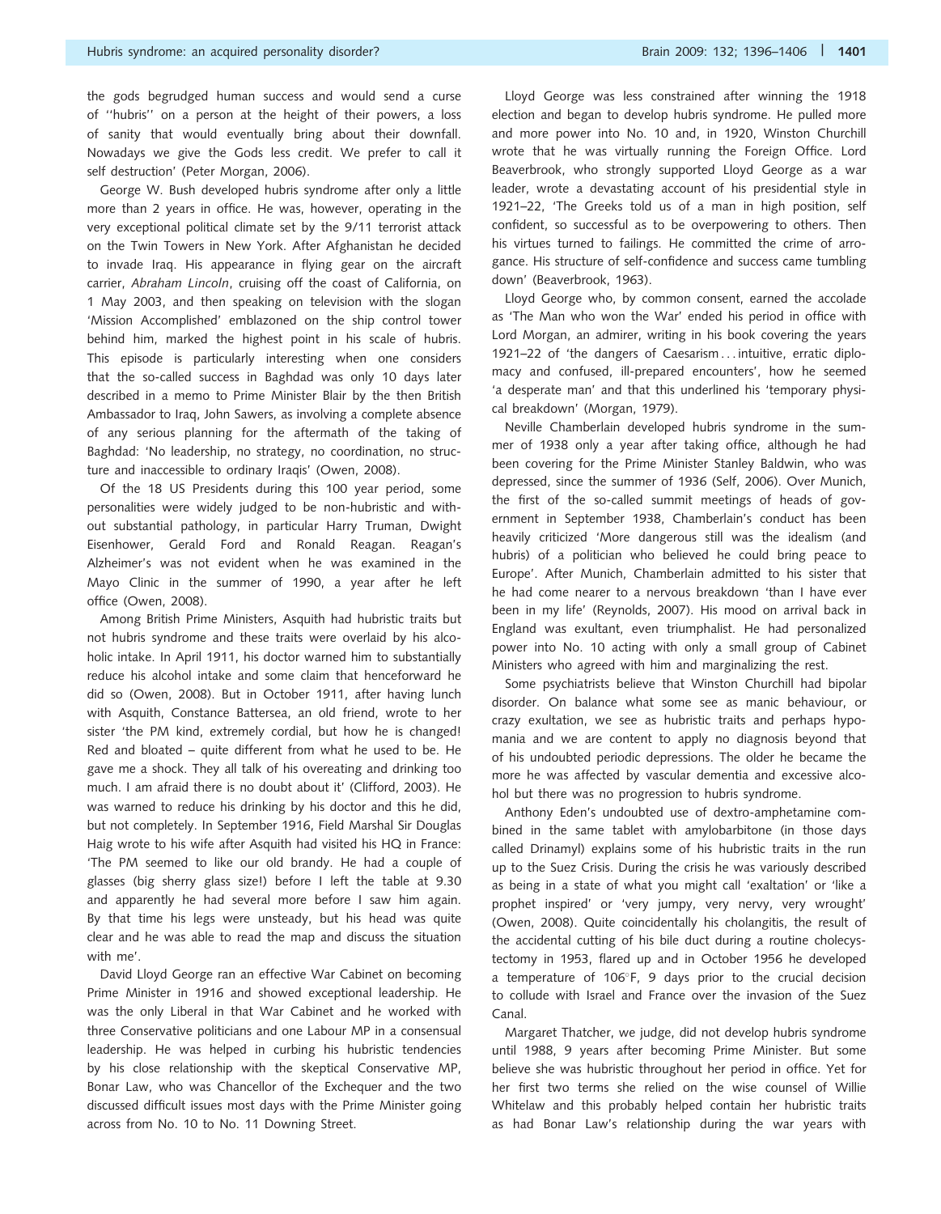the gods begrudged human success and would send a curse of ''hubris'' on a person at the height of their powers, a loss of sanity that would eventually bring about their downfall. Nowadays we give the Gods less credit. We prefer to call it self destruction' (Peter Morgan, 2006).

George W. Bush developed hubris syndrome after only a little more than 2 years in office. He was, however, operating in the very exceptional political climate set by the 9/11 terrorist attack on the Twin Towers in New York. After Afghanistan he decided to invade Iraq. His appearance in flying gear on the aircraft carrier, *Abraham Lincoln*, cruising off the coast of California, on 1 May 2003, and then speaking on television with the slogan 'Mission Accomplished' emblazoned on the ship control tower behind him, marked the highest point in his scale of hubris. This episode is particularly interesting when one considers that the so-called success in Baghdad was only 10 days later described in a memo to Prime Minister Blair by the then British Ambassador to Iraq, John Sawers, as involving a complete absence of any serious planning for the aftermath of the taking of Baghdad: 'No leadership, no strategy, no coordination, no structure and inaccessible to ordinary Iraqis' (Owen, 2008).

Of the 18 US Presidents during this 100 year period, some personalities were widely judged to be non-hubristic and without substantial pathology, in particular Harry Truman, Dwight Eisenhower, Gerald Ford and Ronald Reagan. Reagan's Alzheimer's was not evident when he was examined in the Mayo Clinic in the summer of 1990, a year after he left office (Owen, 2008).

Among British Prime Ministers, Asquith had hubristic traits but not hubris syndrome and these traits were overlaid by his alcoholic intake. In April 1911, his doctor warned him to substantially reduce his alcohol intake and some claim that henceforward he did so (Owen, 2008). But in October 1911, after having lunch with Asquith, Constance Battersea, an old friend, wrote to her sister 'the PM kind, extremely cordial, but how he is changed! Red and bloated – quite different from what he used to be. He gave me a shock. They all talk of his overeating and drinking too much. I am afraid there is no doubt about it' (Clifford, 2003). He was warned to reduce his drinking by his doctor and this he did, but not completely. In September 1916, Field Marshal Sir Douglas Haig wrote to his wife after Asquith had visited his HQ in France: 'The PM seemed to like our old brandy. He had a couple of glasses (big sherry glass size!) before I left the table at 9.30 and apparently he had several more before I saw him again. By that time his legs were unsteady, but his head was quite clear and he was able to read the map and discuss the situation with me'.

David Lloyd George ran an effective War Cabinet on becoming Prime Minister in 1916 and showed exceptional leadership. He was the only Liberal in that War Cabinet and he worked with three Conservative politicians and one Labour MP in a consensual leadership. He was helped in curbing his hubristic tendencies by his close relationship with the skeptical Conservative MP, Bonar Law, who was Chancellor of the Exchequer and the two discussed difficult issues most days with the Prime Minister going across from No. 10 to No. 11 Downing Street.

Lloyd George was less constrained after winning the 1918 election and began to develop hubris syndrome. He pulled more and more power into No. 10 and, in 1920, Winston Churchill wrote that he was virtually running the Foreign Office. Lord Beaverbrook, who strongly supported Lloyd George as a war leader, wrote a devastating account of his presidential style in 1921–22, 'The Greeks told us of a man in high position, self confident, so successful as to be overpowering to others. Then his virtues turned to failings. He committed the crime of arrogance. His structure of self-confidence and success came tumbling down' (Beaverbrook, 1963).

Lloyd George who, by common consent, earned the accolade as 'The Man who won the War' ended his period in office with Lord Morgan, an admirer, writing in his book covering the years 1921–22 of 'the dangers of Caesarism... intuitive, erratic diplomacy and confused, ill-prepared encounters', how he seemed 'a desperate man' and that this underlined his 'temporary physical breakdown' (Morgan, 1979).

Neville Chamberlain developed hubris syndrome in the summer of 1938 only a year after taking office, although he had been covering for the Prime Minister Stanley Baldwin, who was depressed, since the summer of 1936 (Self, 2006). Over Munich, the first of the so-called summit meetings of heads of government in September 1938, Chamberlain's conduct has been heavily criticized 'More dangerous still was the idealism (and hubris) of a politician who believed he could bring peace to Europe'. After Munich, Chamberlain admitted to his sister that he had come nearer to a nervous breakdown 'than I have ever been in my life' (Reynolds, 2007). His mood on arrival back in England was exultant, even triumphalist. He had personalized power into No. 10 acting with only a small group of Cabinet Ministers who agreed with him and marginalizing the rest.

Some psychiatrists believe that Winston Churchill had bipolar disorder. On balance what some see as manic behaviour, or crazy exultation, we see as hubristic traits and perhaps hypomania and we are content to apply no diagnosis beyond that of his undoubted periodic depressions. The older he became the more he was affected by vascular dementia and excessive alcohol but there was no progression to hubris syndrome.

Anthony Eden's undoubted use of dextro-amphetamine combined in the same tablet with amylobarbitone (in those days called Drinamyl) explains some of his hubristic traits in the run up to the Suez Crisis. During the crisis he was variously described as being in a state of what you might call 'exaltation' or 'like a prophet inspired' or 'very jumpy, very nervy, very wrought' (Owen, 2008). Quite coincidentally his cholangitis, the result of the accidental cutting of his bile duct during a routine cholecystectomy in 1953, flared up and in October 1956 he developed a temperature of 106°F, 9 days prior to the crucial decision to collude with Israel and France over the invasion of the Suez Canal.

Margaret Thatcher, we judge, did not develop hubris syndrome until 1988, 9 years after becoming Prime Minister. But some believe she was hubristic throughout her period in office. Yet for her first two terms she relied on the wise counsel of Willie Whitelaw and this probably helped contain her hubristic traits as had Bonar Law's relationship during the war years with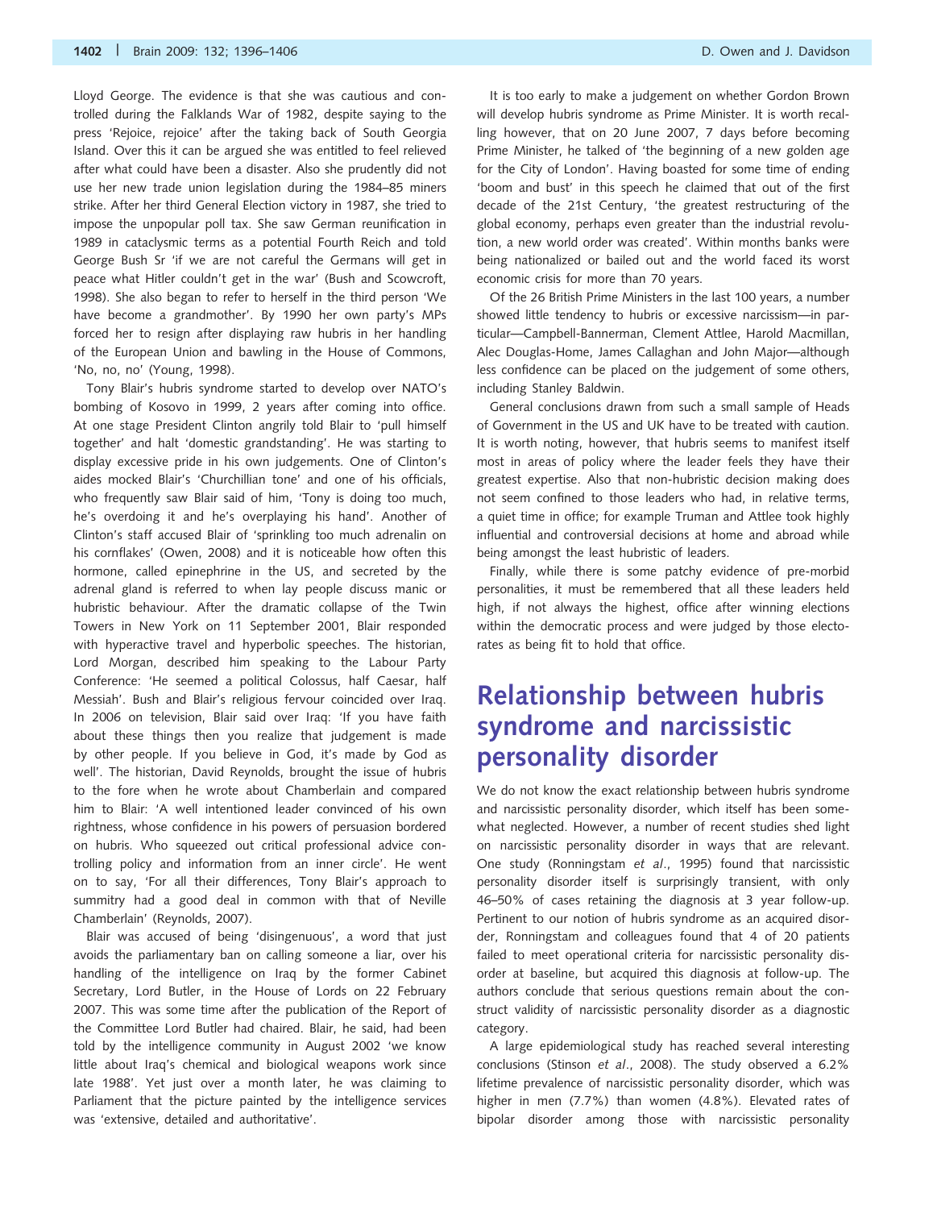Lloyd George. The evidence is that she was cautious and controlled during the Falklands War of 1982, despite saying to the press 'Rejoice, rejoice' after the taking back of South Georgia Island. Over this it can be argued she was entitled to feel relieved after what could have been a disaster. Also she prudently did not use her new trade union legislation during the 1984–85 miners strike. After her third General Election victory in 1987, she tried to impose the unpopular poll tax. She saw German reunification in 1989 in cataclysmic terms as a potential Fourth Reich and told George Bush Sr 'if we are not careful the Germans will get in peace what Hitler couldn't get in the war' (Bush and Scowcroft, 1998). She also began to refer to herself in the third person 'We have become a grandmother'. By 1990 her own party's MPs forced her to resign after displaying raw hubris in her handling of the European Union and bawling in the House of Commons, 'No, no, no' (Young, 1998).

Tony Blair's hubris syndrome started to develop over NATO's bombing of Kosovo in 1999, 2 years after coming into office. At one stage President Clinton angrily told Blair to 'pull himself together' and halt 'domestic grandstanding'. He was starting to display excessive pride in his own judgements. One of Clinton's aides mocked Blair's 'Churchillian tone' and one of his officials, who frequently saw Blair said of him, 'Tony is doing too much, he's overdoing it and he's overplaying his hand'. Another of Clinton's staff accused Blair of 'sprinkling too much adrenalin on his cornflakes' (Owen, 2008) and it is noticeable how often this hormone, called epinephrine in the US, and secreted by the adrenal gland is referred to when lay people discuss manic or hubristic behaviour. After the dramatic collapse of the Twin Towers in New York on 11 September 2001, Blair responded with hyperactive travel and hyperbolic speeches. The historian, Lord Morgan, described him speaking to the Labour Party Conference: 'He seemed a political Colossus, half Caesar, half Messiah'. Bush and Blair's religious fervour coincided over Iraq. In 2006 on television, Blair said over Iraq: 'If you have faith about these things then you realize that judgement is made by other people. If you believe in God, it's made by God as well'. The historian, David Reynolds, brought the issue of hubris to the fore when he wrote about Chamberlain and compared him to Blair: 'A well intentioned leader convinced of his own rightness, whose confidence in his powers of persuasion bordered on hubris. Who squeezed out critical professional advice controlling policy and information from an inner circle'. He went on to say, 'For all their differences, Tony Blair's approach to summitry had a good deal in common with that of Neville Chamberlain' (Reynolds, 2007).

Blair was accused of being 'disingenuous', a word that just avoids the parliamentary ban on calling someone a liar, over his handling of the intelligence on Iraq by the former Cabinet Secretary, Lord Butler, in the House of Lords on 22 February 2007. This was some time after the publication of the Report of the Committee Lord Butler had chaired. Blair, he said, had been told by the intelligence community in August 2002 'we know little about Iraq's chemical and biological weapons work since late 1988'. Yet just over a month later, he was claiming to Parliament that the picture painted by the intelligence services was 'extensive, detailed and authoritative'.

It is too early to make a judgement on whether Gordon Brown will develop hubris syndrome as Prime Minister. It is worth recalling however, that on 20 June 2007, 7 days before becoming Prime Minister, he talked of 'the beginning of a new golden age for the City of London'. Having boasted for some time of ending 'boom and bust' in this speech he claimed that out of the first decade of the 21st Century, 'the greatest restructuring of the global economy, perhaps even greater than the industrial revolution, a new world order was created'. Within months banks were being nationalized or bailed out and the world faced its worst economic crisis for more than 70 years.

Of the 26 British Prime Ministers in the last 100 years, a number showed little tendency to hubris or excessive narcissism—in particular—Campbell-Bannerman, Clement Attlee, Harold Macmillan, Alec Douglas-Home, James Callaghan and John Major—although less confidence can be placed on the judgement of some others, including Stanley Baldwin.

General conclusions drawn from such a small sample of Heads of Government in the US and UK have to be treated with caution. It is worth noting, however, that hubris seems to manifest itself most in areas of policy where the leader feels they have their greatest expertise. Also that non-hubristic decision making does not seem confined to those leaders who had, in relative terms, a quiet time in office; for example Truman and Attlee took highly influential and controversial decisions at home and abroad while being amongst the least hubristic of leaders.

Finally, while there is some patchy evidence of pre-morbid personalities, it must be remembered that all these leaders held high, if not always the highest, office after winning elections within the democratic process and were judged by those electorates as being fit to hold that office.

# Relationship between hubris syndrome and narcissistic personality disorder

We do not know the exact relationship between hubris syndrome and narcissistic personality disorder, which itself has been somewhat neglected. However, a number of recent studies shed light on narcissistic personality disorder in ways that are relevant. One study (Ronningstam *et al*., 1995) found that narcissistic personality disorder itself is surprisingly transient, with only 46–50% of cases retaining the diagnosis at 3 year follow-up. Pertinent to our notion of hubris syndrome as an acquired disorder, Ronningstam and colleagues found that 4 of 20 patients failed to meet operational criteria for narcissistic personality disorder at baseline, but acquired this diagnosis at follow-up. The authors conclude that serious questions remain about the construct validity of narcissistic personality disorder as a diagnostic category.

A large epidemiological study has reached several interesting conclusions (Stinson *et al*., 2008). The study observed a 6.2% lifetime prevalence of narcissistic personality disorder, which was higher in men (7.7%) than women (4.8%). Elevated rates of bipolar disorder among those with narcissistic personality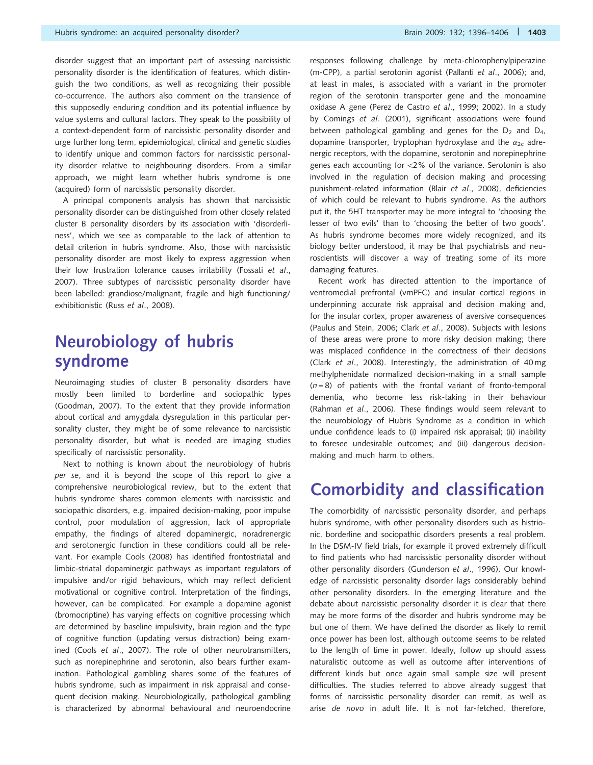disorder suggest that an important part of assessing narcissistic personality disorder is the identification of features, which distinguish the two conditions, as well as recognizing their possible co-occurrence. The authors also comment on the transience of this supposedly enduring condition and its potential influence by value systems and cultural factors. They speak to the possibility of a context-dependent form of narcissistic personality disorder and urge further long term, epidemiological, clinical and genetic studies to identify unique and common factors for narcissistic personality disorder relative to neighbouring disorders. From a similar approach, we might learn whether hubris syndrome is one (acquired) form of narcissistic personality disorder.

A principal components analysis has shown that narcissistic personality disorder can be distinguished from other closely related cluster B personality disorders by its association with 'disorderliness', which we see as comparable to the lack of attention to detail criterion in hubris syndrome. Also, those with narcissistic personality disorder are most likely to express aggression when their low frustration tolerance causes irritability (Fossati *et al*., 2007). Three subtypes of narcissistic personality disorder have been labelled: grandiose/malignant, fragile and high functioning/exhibitionistic (Russ *et al*., 2008).

# Neurobiology of hubris syndrome

Neuroimaging studies of cluster B personality disorders have mostly been limited to borderline and sociopathic types (Goodman, 2007). To the extent that they provide information about cortical and amygdala dysregulation in this particular personality cluster, they might be of some relevance to narcissistic personality disorder, but what is needed are imaging studies specifically of narcissistic personality.

Next to nothing is known about the neurobiology of hubris *per se*, and it is beyond the scope of this report to give a comprehensive neurobiological review, but to the extent that hubris syndrome shares common elements with narcissistic and sociopathic disorders, e.g. impaired decision-making, poor impulse control, poor modulation of aggression, lack of appropriate empathy, the findings of altered dopaminergic, noradrenergic and serotonergic function in these conditions could all be relevant. For example Cools (2008) has identified frontostriatal and limbic-striatal dopaminergic pathways as important regulators of impulsive and/or rigid behaviours, which may reflect deficient motivational or cognitive control. Interpretation of the findings, however, can be complicated. For example a dopamine agonist (bromocriptine) has varying effects on cognitive processing which are determined by baseline impulsivity, brain region and the type of cognitive function (updating versus distraction) being examined (Cools *et al*., 2007). The role of other neurotransmitters, such as norepinephrine and serotonin, also bears further examination. Pathological gambling shares some of the features of hubris syndrome, such as impairment in risk appraisal and consequent decision making. Neurobiologically, pathological gambling is characterized by abnormal behavioural and neuroendocrine responses following challenge by meta-chlorophenylpiperazine (m-CPP), a partial serotonin agonist (Pallanti *et al*., 2006); and, at least in males, is associated with a variant in the promoter region of the serotonin transporter gene and the monoamine oxidase A gene (Perez de Castro *et al*., 1999; 2002). In a study by Comings *et al*. (2001), significant associations were found between pathological gambling and genes for the $D_2$ and $D_4$, dopamine transporter, tryptophan hydroxylase and the $\alpha_{2c}$ adrenergic receptors, with the dopamine, serotonin and norepinephrine genes each accounting for $<2\%$ of the variance. Serotonin is also involved in the regulation of decision making and processing punishment-related information (Blair *et al*., 2008), deficiencies of which could be relevant to hubris syndrome. As the authors put it, the 5HT transporter may be more integral to 'choosing the lesser of two evils' than to 'choosing the better of two goods'. As hubris syndrome becomes more widely recognized, and its biology better understood, it may be that psychiatrists and neuroscientists will discover a way of treating some of its more damaging features.

Recent work has directed attention to the importance of ventromedial prefrontal (vmPFC) and insular cortical regions in underpinning accurate risk appraisal and decision making and, for the insular cortex, proper awareness of aversive consequences (Paulus and Stein, 2006; Clark *et al*., 2008). Subjects with lesions of these areas were prone to more risky decision making; there was misplaced confidence in the correctness of their decisions (Clark *et al*., 2008). Interestingly, the administration of 40 mg methylphenidate normalized decision-making in a small sample ($n = 8$) of patients with the frontal variant of fronto-temporal dementia, who become less risk-taking in their behaviour (Rahman *et al*., 2006). These findings would seem relevant to the neurobiology of Hubris Syndrome as a condition in which undue confidence leads to (i) impaired risk appraisal; (ii) inability to foresee undesirable outcomes; and (iii) dangerous decision-making and much harm to others.

# Comorbidity and classification

The comorbidity of narcissistic personality disorder, and perhaps hubris syndrome, with other personality disorders such as histrionic, borderline and sociopathic disorders presents a real problem. In the DSM-IV field trials, for example it proved extremely difficult to find patients who had narcissistic personality disorder without other personality disorders (Gunderson *et al*., 1996). Our knowledge of narcissistic personality disorder lags considerably behind other personality disorders. In the emerging literature and the debate about narcissistic personality disorder it is clear that there may be more forms of the disorder and hubris syndrome may be but one of them. We have defined the disorder as likely to remit once power has been lost, although outcome seems to be related to the length of time in power. Ideally, follow up should assess naturalistic outcome as well as outcome after interventions of different kinds but once again small sample size will present difficulties. The studies referred to above already suggest that forms of narcissistic personality disorder can remit, as well as arise *de novo* in adult life. It is not far-fetched, therefore,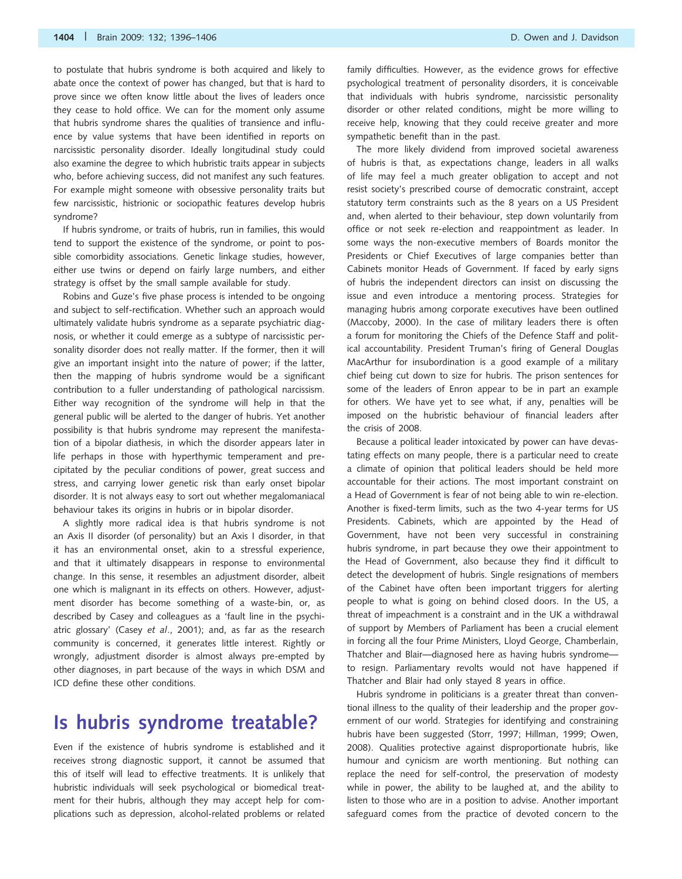to postulate that hubris syndrome is both acquired and likely to abate once the context of power has changed, but that is hard to prove since we often know little about the lives of leaders once they cease to hold office. We can for the moment only assume that hubris syndrome shares the qualities of transience and influence by value systems that have been identified in reports on narcissistic personality disorder. Ideally longitudinal study could also examine the degree to which hubristic traits appear in subjects who, before achieving success, did not manifest any such features. For example might someone with obsessive personality traits but few narcissistic, histrionic or sociopathic features develop hubris syndrome?

If hubris syndrome, or traits of hubris, run in families, this would tend to support the existence of the syndrome, or point to possible comorbidity associations. Genetic linkage studies, however, either use twins or depend on fairly large numbers, and either strategy is offset by the small sample available for study.

Robins and Guze's five phase process is intended to be ongoing and subject to self-rectification. Whether such an approach would ultimately validate hubris syndrome as a separate psychiatric diagnosis, or whether it could emerge as a subtype of narcissistic personality disorder does not really matter. If the former, then it will give an important insight into the nature of power; if the latter, then the mapping of hubris syndrome would be a significant contribution to a fuller understanding of pathological narcissism. Either way recognition of the syndrome will help in that the general public will be alerted to the danger of hubris. Yet another possibility is that hubris syndrome may represent the manifestation of a bipolar diathesis, in which the disorder appears later in life perhaps in those with hyperthymic temperament and precipitated by the peculiar conditions of power, great success and stress, and carrying lower genetic risk than early onset bipolar disorder. It is not always easy to sort out whether megalomaniacal behaviour takes its origins in hubris or in bipolar disorder.

A slightly more radical idea is that hubris syndrome is not an Axis II disorder (of personality) but an Axis I disorder, in that it has an environmental onset, akin to a stressful experience, and that it ultimately disappears in response to environmental change. In this sense, it resembles an adjustment disorder, albeit one which is malignant in its effects on others. However, adjustment disorder has become something of a waste-bin, or, as described by Casey and colleagues as a 'fault line in the psychiatric glossary' (Casey *et al*., 2001); and, as far as the research community is concerned, it generates little interest. Rightly or wrongly, adjustment disorder is almost always pre-empted by other diagnoses, in part because of the ways in which DSM and ICD define these other conditions.

# Is hubris syndrome treatable?

Even if the existence of hubris syndrome is established and it receives strong diagnostic support, it cannot be assumed that this of itself will lead to effective treatments. It is unlikely that hubristic individuals will seek psychological or biomedical treatment for their hubris, although they may accept help for complications such as depression, alcohol-related problems or related family difficulties. However, as the evidence grows for effective psychological treatment of personality disorders, it is conceivable that individuals with hubris syndrome, narcissistic personality disorder or other related conditions, might be more willing to receive help, knowing that they could receive greater and more sympathetic benefit than in the past.

The more likely dividend from improved societal awareness of hubris is that, as expectations change, leaders in all walks of life may feel a much greater obligation to accept and not resist society's prescribed course of democratic constraint, accept statutory term constraints such as the 8 years on a US President and, when alerted to their behaviour, step down voluntarily from office or not seek re-election and reappointment as leader. In some ways the non-executive members of Boards monitor the Presidents or Chief Executives of large companies better than Cabinets monitor Heads of Government. If faced by early signs of hubris the independent directors can insist on discussing the issue and even introduce a mentoring process. Strategies for managing hubris among corporate executives have been outlined (Maccoby, 2000). In the case of military leaders there is often a forum for monitoring the Chiefs of the Defence Staff and political accountability. President Truman's firing of General Douglas MacArthur for insubordination is a good example of a military chief being cut down to size for hubris. The prison sentences for some of the leaders of Enron appear to be in part an example for others. We have yet to see what, if any, penalties will be imposed on the hubristic behaviour of financial leaders after the crisis of 2008.

Because a political leader intoxicated by power can have devastating effects on many people, there is a particular need to create a climate of opinion that political leaders should be held more accountable for their actions. The most important constraint on a Head of Government is fear of not being able to win re-election. Another is fixed-term limits, such as the two 4-year terms for US Presidents. Cabinets, which are appointed by the Head of Government, have not been very successful in constraining hubris syndrome, in part because they owe their appointment to the Head of Government, also because they find it difficult to detect the development of hubris. Single resignations of members of the Cabinet have often been important triggers for alerting people to what is going on behind closed doors. In the US, a threat of impeachment is a constraint and in the UK a withdrawal of support by Members of Parliament has been a crucial element in forcing all the four Prime Ministers, Lloyd George, Chamberlain, Thatcher and Blair—diagnosed here as having hubris syndrome—to resign. Parliamentary revolts would not have happened if Thatcher and Blair had only stayed 8 years in office.

Hubris syndrome in politicians is a greater threat than conventional illness to the quality of their leadership and the proper government of our world. Strategies for identifying and constraining hubris have been suggested (Storr, 1997; Hillman, 1999; Owen, 2008). Qualities protective against disproportionate hubris, like humour and cynicism are worth mentioning. But nothing can replace the need for self-control, the preservation of modesty while in power, the ability to be laughed at, and the ability to listen to those who are in a position to advise. Another important safeguard comes from the practice of devoted concern to the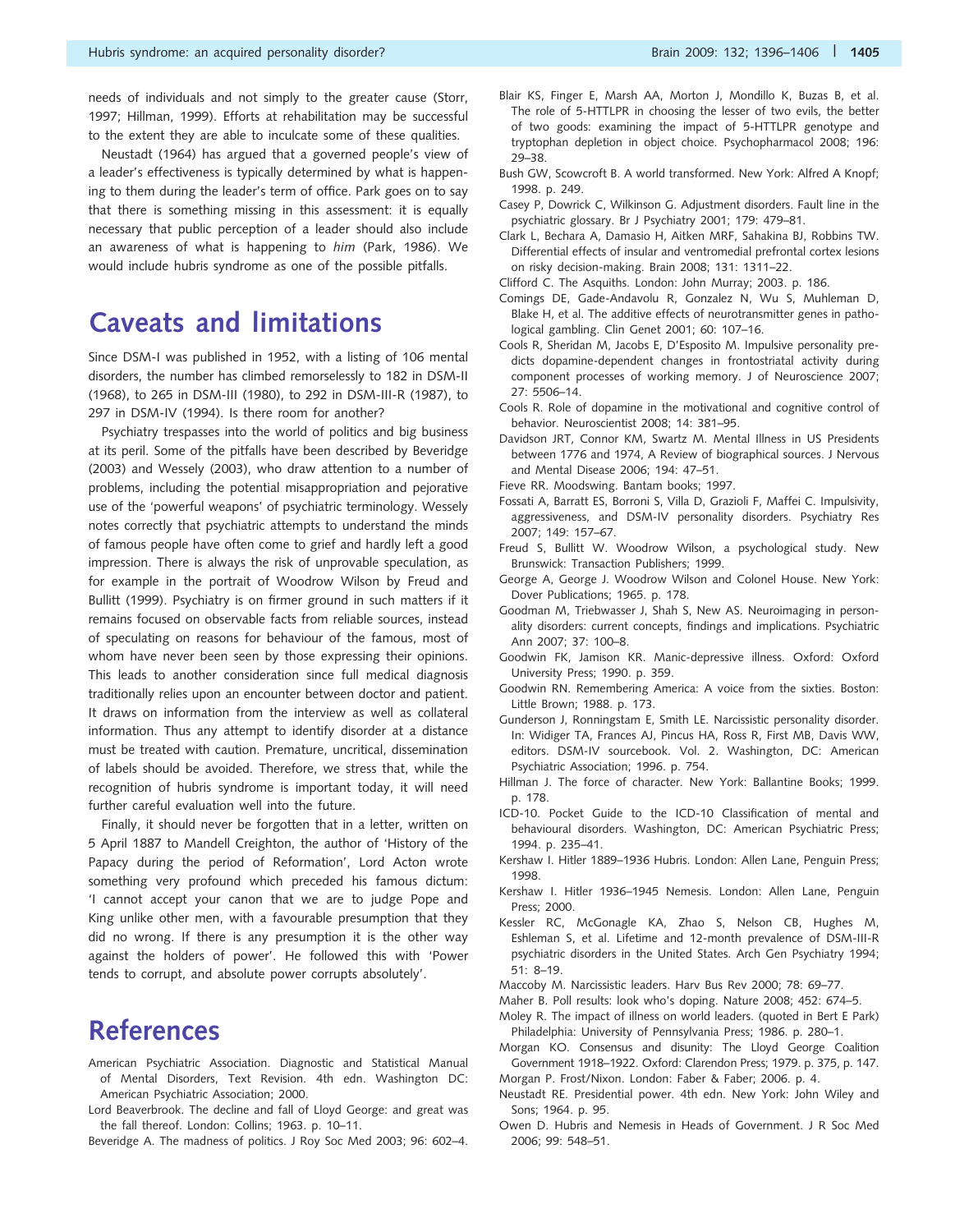needs of individuals and not simply to the greater cause (Storr, 1997; Hillman, 1999). Efforts at rehabilitation may be successful to the extent they are able to inculcate some of these qualities.

Neustadt (1964) has argued that a governed people's view of a leader's effectiveness is typically determined by what is happening to them during the leader's term of office. Park goes on to say that there is something missing in this assessment: it is equally necessary that public perception of a leader should also include an awareness of what is happening to *him* (Park, 1986). We would include hubris syndrome as one of the possible pitfalls.

# Caveats and limitations

Since DSM-I was published in 1952, with a listing of 106 mental disorders, the number has climbed remorselessly to 182 in DSM-II (1968), to 265 in DSM-III (1980), to 292 in DSM-III-R (1987), to 297 in DSM-IV (1994). Is there room for another?

Psychiatry trespasses into the world of politics and big business at its peril. Some of the pitfalls have been described by Beveridge (2003) and Wessely (2003), who draw attention to a number of problems, including the potential misappropriation and pejorative use of the 'powerful weapons' of psychiatric terminology. Wessely notes correctly that psychiatric attempts to understand the minds of famous people have often come to grief and hardly left a good impression. There is always the risk of unprovable speculation, as for example in the portrait of Woodrow Wilson by Freud and Bullitt (1999). Psychiatry is on firmer ground in such matters if it remains focused on observable facts from reliable sources, instead of speculating on reasons for behaviour of the famous, most of whom have never been seen by those expressing their opinions. This leads to another consideration since full medical diagnosis traditionally relies upon an encounter between doctor and patient. It draws on information from the interview as well as collateral information. Thus any attempt to identify disorder at a distance must be treated with caution. Premature, uncritical, dissemination of labels should be avoided. Therefore, we stress that, while the recognition of hubris syndrome is important today, it will need further careful evaluation well into the future.

Finally, it should never be forgotten that in a letter, written on 5 April 1887 to Mandell Creighton, the author of 'History of the Papacy during the period of Reformation', Lord Acton wrote something very profound which preceded his famous dictum: 'I cannot accept your canon that we are to judge Pope and King unlike other men, with a favourable presumption that they did no wrong. If there is any presumption it is the other way against the holders of power'. He followed this with 'Power tends to corrupt, and absolute power corrupts absolutely'.

# References

American Psychiatric Association. Diagnostic and Statistical Manual of Mental Disorders, Text Revision. 4th edn. Washington DC: American Psychiatric Association; 2000.

Lord Beaverbrook. The decline and fall of Lloyd George: and great was the fall thereof. London: Collins; 1963. p. 10–11.

Beveridge A. The madness of politics. J Roy Soc Med 2003; 96: 602–4.

Blair KS, Finger E, Marsh AA, Morton J, Mondillo K, Buzas B, et al. The role of 5-HTTLPR in choosing the lesser of two evils, the better of two goods: examining the impact of 5-HTTLPR genotype and tryptophan depletion in object choice. Psychopharmacol 2008; 196: 29–38.

Bush GW, Scowcroft B. A world transformed. New York: Alfred A Knopf; 1998. p. 249.

Casey P, Dowrick C, Wilkinson G. Adjustment disorders. Fault line in the psychiatric glossary. Br J Psychiatry 2001; 179: 479–81.

Clark L, Bechara A, Damasio H, Aitken MRF, Sahakina BJ, Robbins TW. Differential effects of insular and ventromedial prefrontal cortex lesions on risky decision-making. Brain 2008; 131: 1311–22.

Clifford C. The Asquiths. London: John Murray; 2003. p. 186.

Comings DE, Gade-Andavolu R, Gonzalez N, Wu S, Muhleman D, Blake H, et al. The additive effects of neurotransmitter genes in pathological gambling. Clin Genet 2001; 60: 107–16.

Cools R, Sheridan M, Jacobs E, D'Esposito M. Impulsive personality predicts dopamine-dependent changes in frontostriatal activity during component processes of working memory. J of Neuroscience 2007; 27: 5506–14.

Cools R. Role of dopamine in the motivational and cognitive control of behavior. Neuroscientist 2008; 14: 381–95.

Davidson JRT, Connor KM, Swartz M. Mental Illness in US Presidents between 1776 and 1974, A Review of biographical sources. J Nervous and Mental Disease 2006; 194: 47–51.

Fieve RR. Moodswing. Bantam books; 1997.

Fossati A, Barratt ES, Borroni S, Villa D, Grazioli F, Maffei C. Impulsivity, aggressiveness, and DSM-IV personality disorders. Psychiatry Res 2007; 149: 157–67.

Freud S, Bullitt W. Woodrow Wilson, a psychological study. New Brunswick: Transaction Publishers; 1999.

George A, George J. Woodrow Wilson and Colonel House. New York: Dover Publications; 1965. p. 178.

Goodman M, Triebwasser J, Shah S, New AS. Neuroimaging in personality disorders: current concepts, findings and implications. Psychiatric Ann 2007; 37: 100–8.

Goodwin FK, Jamison KR. Manic-depressive illness. Oxford: Oxford University Press; 1990. p. 359.

Goodwin RN. Remembering America: A voice from the sixties. Boston: Little Brown; 1988. p. 173.

Gunderson J, Ronningstam E, Smith LE. Narcissistic personality disorder. In: Widiger TA, Frances AJ, Pincus HA, Ross R, First MB, Davis WW, editors. DSM-IV sourcebook. Vol. 2. Washington, DC: American Psychiatric Association; 1996. p. 754.

Hillman J. The force of character. New York: Ballantine Books; 1999. p. 178.

ICD-10. Pocket Guide to the ICD-10 Classification of mental and behavioural disorders. Washington, DC: American Psychiatric Press; 1994. p. 235–41.

Kershaw I. Hitler 1889–1936 Hubris. London: Allen Lane, Penguin Press; 1998.

Kershaw I. Hitler 1936–1945 Nemesis. London: Allen Lane, Penguin Press; 2000.

Kessler RC, McGonagle KA, Zhao S, Nelson CB, Hughes M, Eshleman S, et al. Lifetime and 12-month prevalence of DSM-III-R psychiatric disorders in the United States. Arch Gen Psychiatry 1994; 51: 8–19.

Maccoby M. Narcissistic leaders. Harv Bus Rev 2000; 78: 69–77.

Maher B. Poll results: look who's doping. Nature 2008; 452: 674–5.

Moley R. The impact of illness on world leaders. (quoted in Bert E Park) Philadelphia: University of Pennsylvania Press; 1986. p. 280–1.

Morgan KO. Consensus and disunity: The Lloyd George Coalition Government 1918–1922. Oxford: Clarendon Press; 1979. p. 375, p. 147.

Morgan P. Frost/Nixon. London: Faber & Faber; 2006. p. 4.

Neustadt RE. Presidential power. 4th edn. New York: John Wiley and Sons; 1964. p. 95.

Owen D. Hubris and Nemesis in Heads of Government. J R Soc Med 2006; 99: 548–51.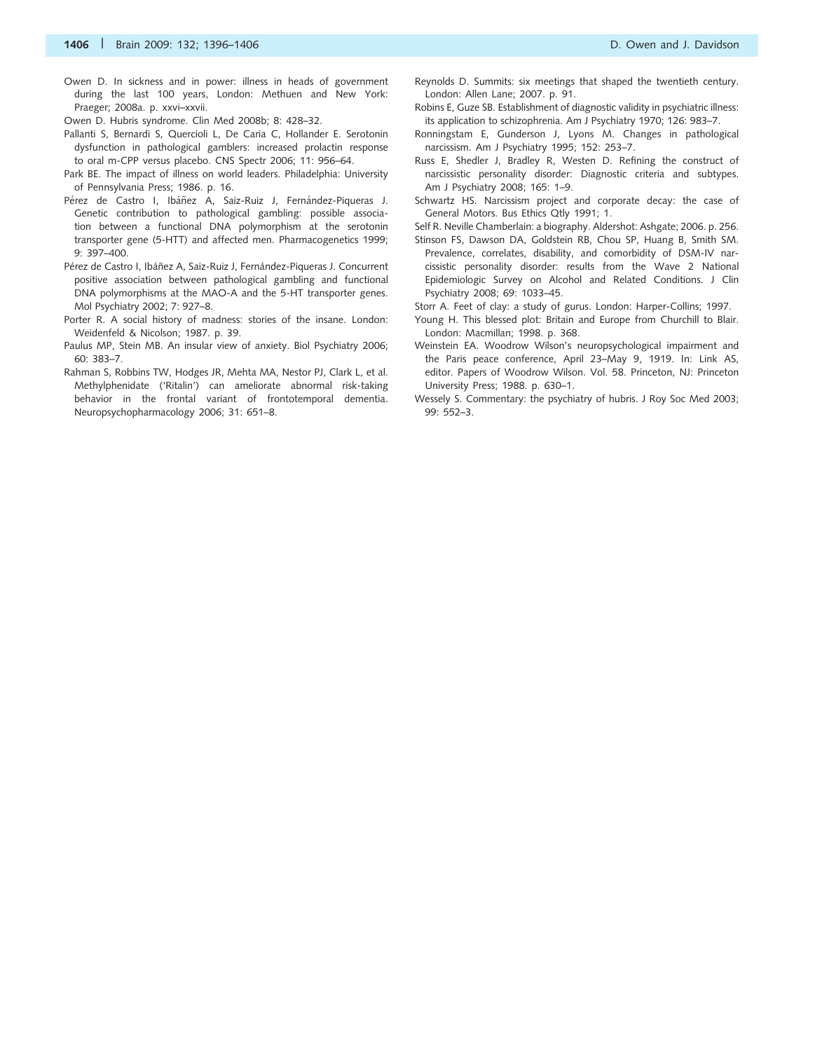Owen D. In sickness and in power: illness in heads of government during the last 100 years, London: Methuen and New York: Praeger; 2008a. p. xxvi–xxvii.

Owen D. Hubris syndrome. Clin Med 2008b; 8: 428–32.

Pallanti S, Bernardi S, Quercioli L, De Caria C, Hollander E. Serotonin dysfunction in pathological gamblers: increased prolactin response to oral m-CPP versus placebo. CNS Spectr 2006; 11: 956–64.

Park BE. The impact of illness on world leaders. Philadelphia: University of Pennsylvania Press; 1986. p. 16.

Pérez de Castro I, Ibáñez A, Saiz-Ruiz J, Fernández-Piqueras J. Genetic contribution to pathological gambling: possible association between a functional DNA polymorphism at the serotonin transporter gene (5-HTT) and affected men. Pharmacogenetics 1999; 9: 397–400.

Pérez de Castro I, Ibáñez A, Saiz-Ruiz J, Fernández-Piqueras J. Concurrent positive association between pathological gambling and functional DNA polymorphisms at the MAO-A and the 5-HT transporter genes. Mol Psychiatry 2002; 7: 927–8.

Porter R. A social history of madness: stories of the insane. London: Weidenfeld & Nicolson; 1987. p. 39.

Paulus MP, Stein MB. An insular view of anxiety. Biol Psychiatry 2006; 60: 383–7.

Rahman S, Robbins TW, Hodges JR, Mehta MA, Nestor PJ, Clark L, et al. Methylphenidate ('Ritalin') can ameliorate abnormal risk-taking behavior in the frontal variant of frontotemporal dementia. Neuropsychopharmacology 2006; 31: 651–8.

Reynolds D. Summits: six meetings that shaped the twentieth century. London: Allen Lane; 2007. p. 91.

Robins E, Guze SB. Establishment of diagnostic validity in psychiatric illness: its application to schizophrenia. Am J Psychiatry 1970; 126: 983–7.

Ronningstam E, Gunderson J, Lyons M. Changes in pathological narcissism. Am J Psychiatry 1995; 152: 253–7.

Russ E, Shedler J, Bradley R, Westen D. Refining the construct of narcissistic personality disorder: Diagnostic criteria and subtypes. Am J Psychiatry 2008; 165: 1–9.

Schwartz HS. Narcissism project and corporate decay: the case of General Motors. Bus Ethics Qtly 1991; 1.

Self R. Neville Chamberlain: a biography. Aldershot: Ashgate; 2006. p. 256.

Stinson FS, Dawson DA, Goldstein RB, Chou SP, Huang B, Smith SM. Prevalence, correlates, disability, and comorbidity of DSM-IV narcissistic personality disorder: results from the Wave 2 National Epidemiologic Survey on Alcohol and Related Conditions. J Clin Psychiatry 2008; 69: 1033–45.

Storr A. Feet of clay: a study of gurus. London: Harper-Collins; 1997.

Young H. This blessed plot: Britain and Europe from Churchill to Blair. London: Macmillan; 1998. p. 368.

Weinstein EA. Woodrow Wilson's neuropsychological impairment and the Paris peace conference, April 23–May 9, 1919. In: Link AS, editor. Papers of Woodrow Wilson. Vol. 58. Princeton, NJ: Princeton University Press; 1988. p. 630–1.

Wessely S. Commentary: the psychiatry of hubris. J Roy Soc Med 2003; 99: 552–3.